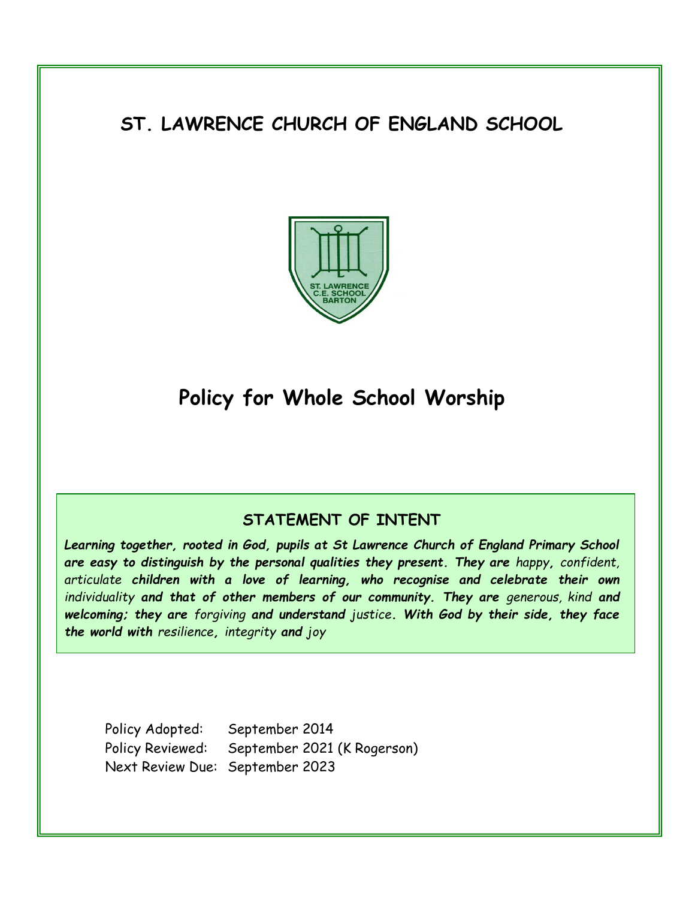# ST. LAWRENCE CHURCH OF ENGLAND SCHOOL

# Policy for Whole School Worship

## STATEMENT OF INTENT

***Learning together, rooted in God, pupils at St Lawrence Church of England Primary School are easy to distinguish by the personal qualities they present. They are*** *happy,* *confident, articulate* ***children with a love of learning, who recognise and celebrate their own*** *individuality* ***and that of other members of our community. They are*** *generous, kind* ***and welcoming; they are*** *forgiving* ***and understand*** *justice****. With God by their side, they face the world with*** *resilience****,*** *integrity* ***and*** *joy*

Policy Adopted: September 2014
Policy Reviewed: September 2021 (K Rogerson)
Next Review Due: September 2023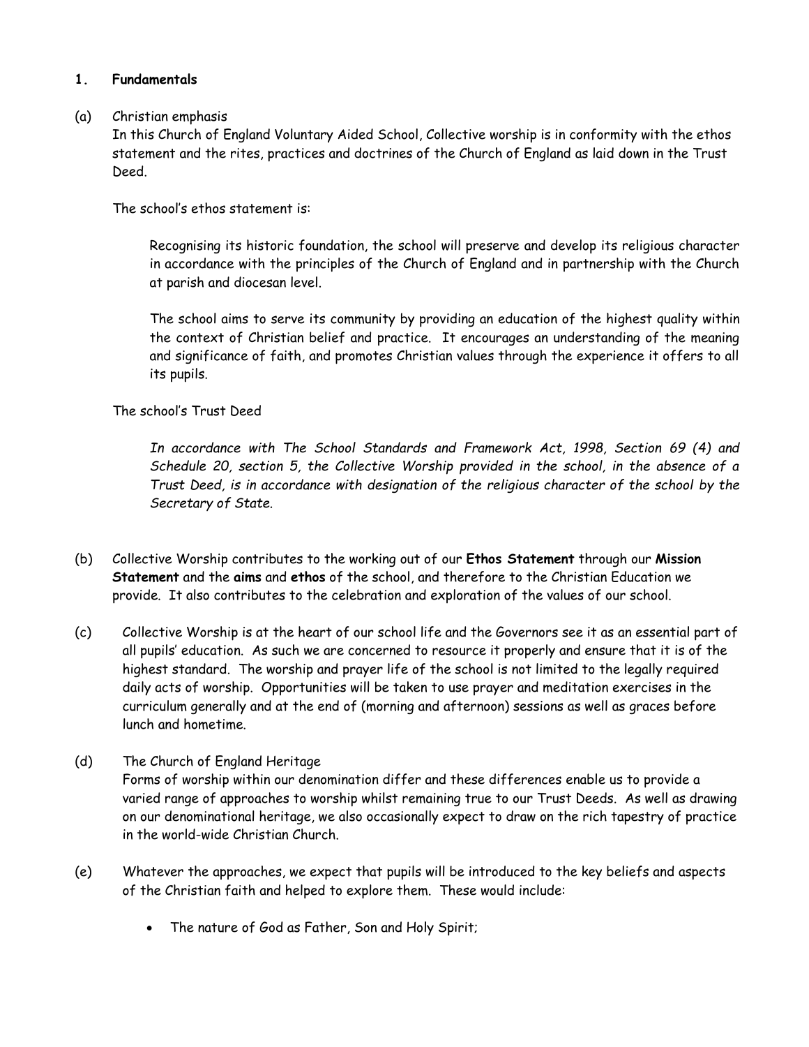## 1. Fundamentals

(a) Christian emphasis

In this Church of England Voluntary Aided School, Collective worship is in conformity with the ethos statement and the rites, practices and doctrines of the Church of England as laid down in the Trust Deed.

The school's ethos statement is:

> Recognising its historic foundation, the school will preserve and develop its religious character in accordance with the principles of the Church of England and in partnership with the Church at parish and diocesan level.
>
> The school aims to serve its community by providing an education of the highest quality within the context of Christian belief and practice. It encourages an understanding of the meaning and significance of faith, and promotes Christian values through the experience it offers to all its pupils.

The school's Trust Deed

> *In accordance with The School Standards and Framework Act, 1998, Section 69 (4) and Schedule 20, section 5, the Collective Worship provided in the school, in the absence of a Trust Deed, is in accordance with designation of the religious character of the school by the Secretary of State.*

(b) Collective Worship contributes to the working out of our **Ethos Statement** through our **Mission Statement** and the **aims** and **ethos** of the school, and therefore to the Christian Education we provide. It also contributes to the celebration and exploration of the values of our school.

(c) Collective Worship is at the heart of our school life and the Governors see it as an essential part of all pupils' education. As such we are concerned to resource it properly and ensure that it is of the highest standard. The worship and prayer life of the school is not limited to the legally required daily acts of worship. Opportunities will be taken to use prayer and meditation exercises in the curriculum generally and at the end of (morning and afternoon) sessions as well as graces before lunch and hometime.

(d) The Church of England Heritage

Forms of worship within our denomination differ and these differences enable us to provide a varied range of approaches to worship whilst remaining true to our Trust Deeds. As well as drawing on our denominational heritage, we also occasionally expect to draw on the rich tapestry of practice in the world-wide Christian Church.

(e) Whatever the approaches, we expect that pupils will be introduced to the key beliefs and aspects of the Christian faith and helped to explore them. These would include:

- The nature of God as Father, Son and Holy Spirit;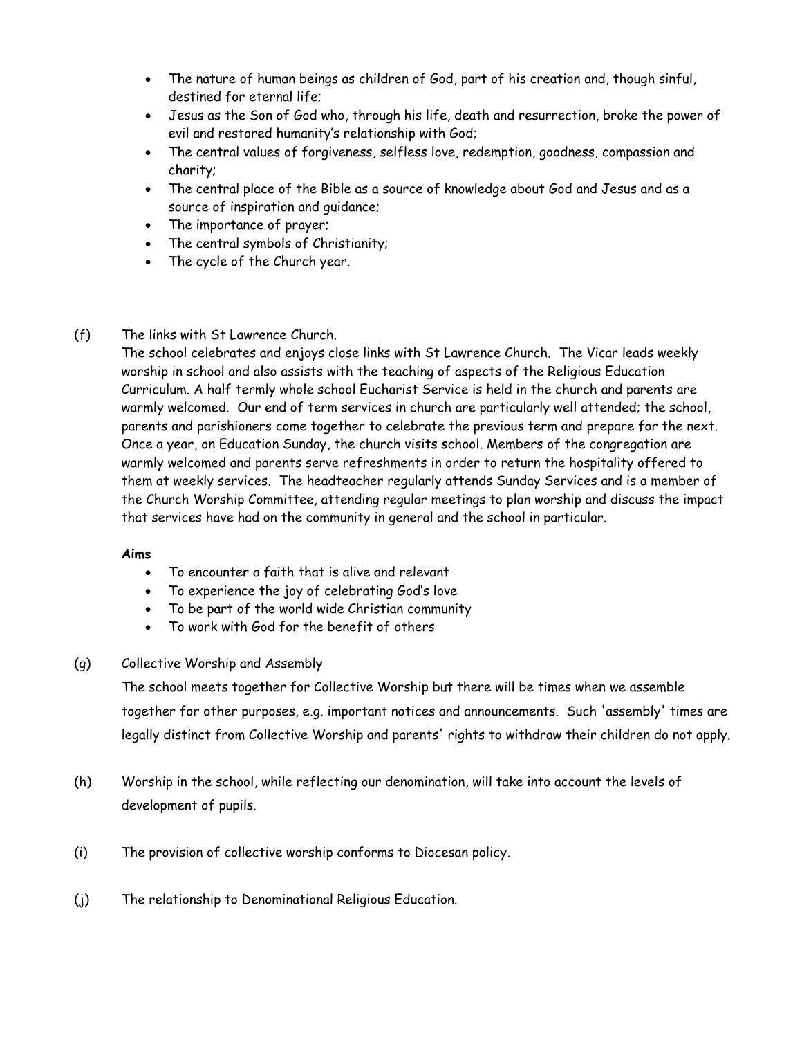- The nature of human beings as children of God, part of his creation and, though sinful, destined for eternal life;
- Jesus as the Son of God who, through his life, death and resurrection, broke the power of evil and restored humanity's relationship with God;
- The central values of forgiveness, selfless love, redemption, goodness, compassion and charity;
- The central place of the Bible as a source of knowledge about God and Jesus and as a source of inspiration and guidance;
- The importance of prayer;
- The central symbols of Christianity;
- The cycle of the Church year.

(f) The links with St Lawrence Church.

The school celebrates and enjoys close links with St Lawrence Church. The Vicar leads weekly worship in school and also assists with the teaching of aspects of the Religious Education Curriculum. A half termly whole school Eucharist Service is held in the church and parents are warmly welcomed. Our end of term services in church are particularly well attended; the school, parents and parishioners come together to celebrate the previous term and prepare for the next. Once a year, on Education Sunday, the church visits school. Members of the congregation are warmly welcomed and parents serve refreshments in order to return the hospitality offered to them at weekly services. The headteacher regularly attends Sunday Services and is a member of the Church Worship Committee, attending regular meetings to plan worship and discuss the impact that services have had on the community in general and the school in particular.

**Aims**

- To encounter a faith that is alive and relevant
- To experience the joy of celebrating God's love
- To be part of the world wide Christian community
- To work with God for the benefit of others

(g) Collective Worship and Assembly

The school meets together for Collective Worship but there will be times when we assemble together for other purposes, e.g. important notices and announcements. Such 'assembly' times are legally distinct from Collective Worship and parents' rights to withdraw their children do not apply.

(h) Worship in the school, while reflecting our denomination, will take into account the levels of development of pupils.

(i) The provision of collective worship conforms to Diocesan policy.

(j) The relationship to Denominational Religious Education.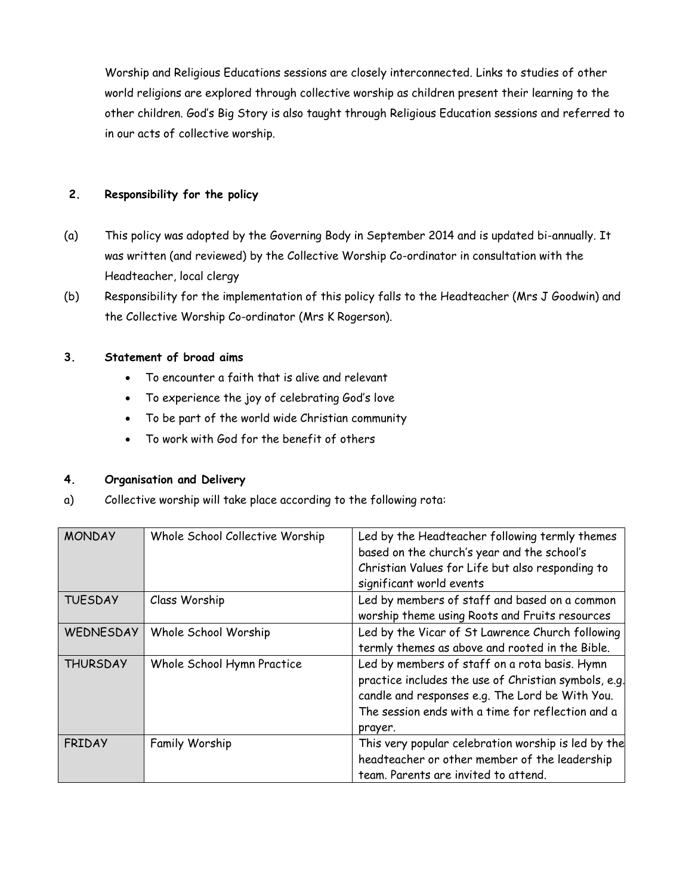Worship and Religious Educations sessions are closely interconnected. Links to studies of other world religions are explored through collective worship as children present their learning to the other children. God's Big Story is also taught through Religious Education sessions and referred to in our acts of collective worship.

## 2. Responsibility for the policy

(a) This policy was adopted by the Governing Body in September 2014 and is updated bi-annually. It was written (and reviewed) by the Collective Worship Co-ordinator in consultation with the Headteacher, local clergy

(b) Responsibility for the implementation of this policy falls to the Headteacher (Mrs J Goodwin) and the Collective Worship Co-ordinator (Mrs K Rogerson).

## 3. Statement of broad aims

- To encounter a faith that is alive and relevant
- To experience the joy of celebrating God's love
- To be part of the world wide Christian community
- To work with God for the benefit of others

## 4. Organisation and Delivery

a) Collective worship will take place according to the following rota:

| MONDAY | Whole School Collective Worship | Led by the Headteacher following termly themes based on the church's year and the school's Christian Values for Life but also responding to significant world events |
|---|---|---|
| TUESDAY | Class Worship | Led by members of staff and based on a common worship theme using Roots and Fruits resources |
| WEDNESDAY | Whole School Worship | Led by the Vicar of St Lawrence Church following termly themes as above and rooted in the Bible. |
| THURSDAY | Whole School Hymn Practice | Led by members of staff on a rota basis. Hymn practice includes the use of Christian symbols, e.g. candle and responses e.g. The Lord be With You. The session ends with a time for reflection and a prayer. |
| FRIDAY | Family Worship | This very popular celebration worship is led by the headteacher or other member of the leadership team. Parents are invited to attend. |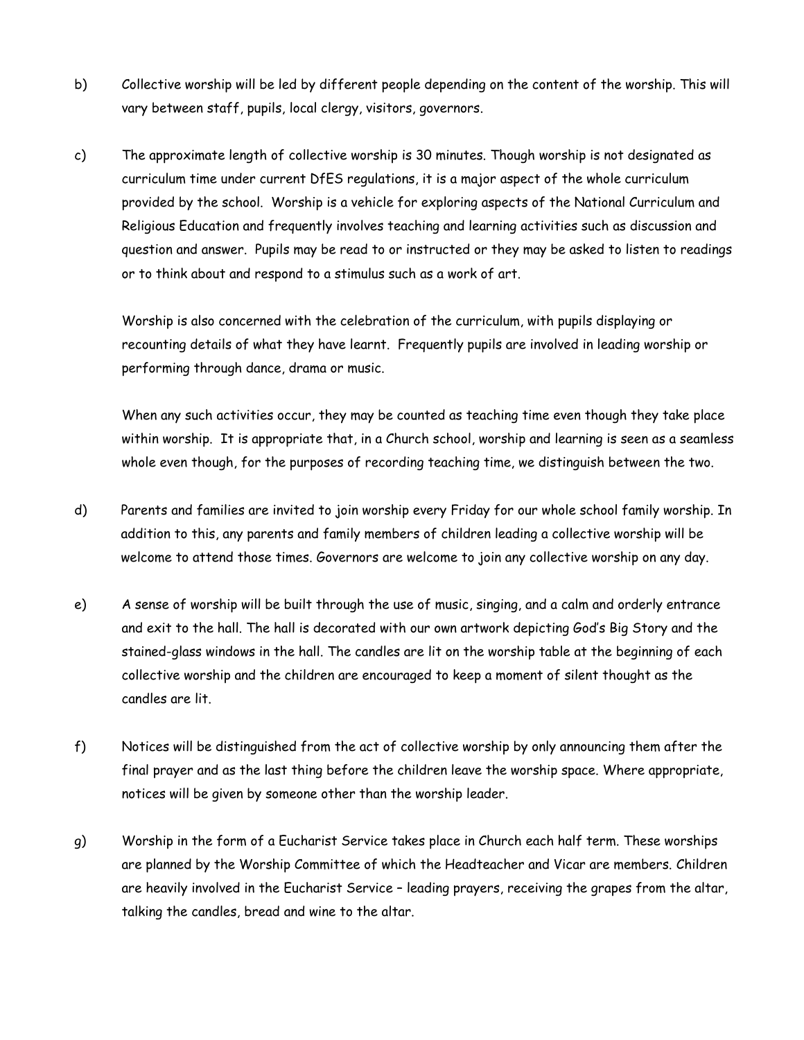b) Collective worship will be led by different people depending on the content of the worship. This will vary between staff, pupils, local clergy, visitors, governors.

c) The approximate length of collective worship is 30 minutes. Though worship is not designated as curriculum time under current DfES regulations, it is a major aspect of the whole curriculum provided by the school. Worship is a vehicle for exploring aspects of the National Curriculum and Religious Education and frequently involves teaching and learning activities such as discussion and question and answer. Pupils may be read to or instructed or they may be asked to listen to readings or to think about and respond to a stimulus such as a work of art.

   Worship is also concerned with the celebration of the curriculum, with pupils displaying or recounting details of what they have learnt. Frequently pupils are involved in leading worship or performing through dance, drama or music.

   When any such activities occur, they may be counted as teaching time even though they take place within worship. It is appropriate that, in a Church school, worship and learning is seen as a seamless whole even though, for the purposes of recording teaching time, we distinguish between the two.

d) Parents and families are invited to join worship every Friday for our whole school family worship. In addition to this, any parents and family members of children leading a collective worship will be welcome to attend those times. Governors are welcome to join any collective worship on any day.

e) A sense of worship will be built through the use of music, singing, and a calm and orderly entrance and exit to the hall. The hall is decorated with our own artwork depicting God's Big Story and the stained-glass windows in the hall. The candles are lit on the worship table at the beginning of each collective worship and the children are encouraged to keep a moment of silent thought as the candles are lit.

f) Notices will be distinguished from the act of collective worship by only announcing them after the final prayer and as the last thing before the children leave the worship space. Where appropriate, notices will be given by someone other than the worship leader.

g) Worship in the form of a Eucharist Service takes place in Church each half term. These worships are planned by the Worship Committee of which the Headteacher and Vicar are members. Children are heavily involved in the Eucharist Service – leading prayers, receiving the grapes from the altar, talking the candles, bread and wine to the altar.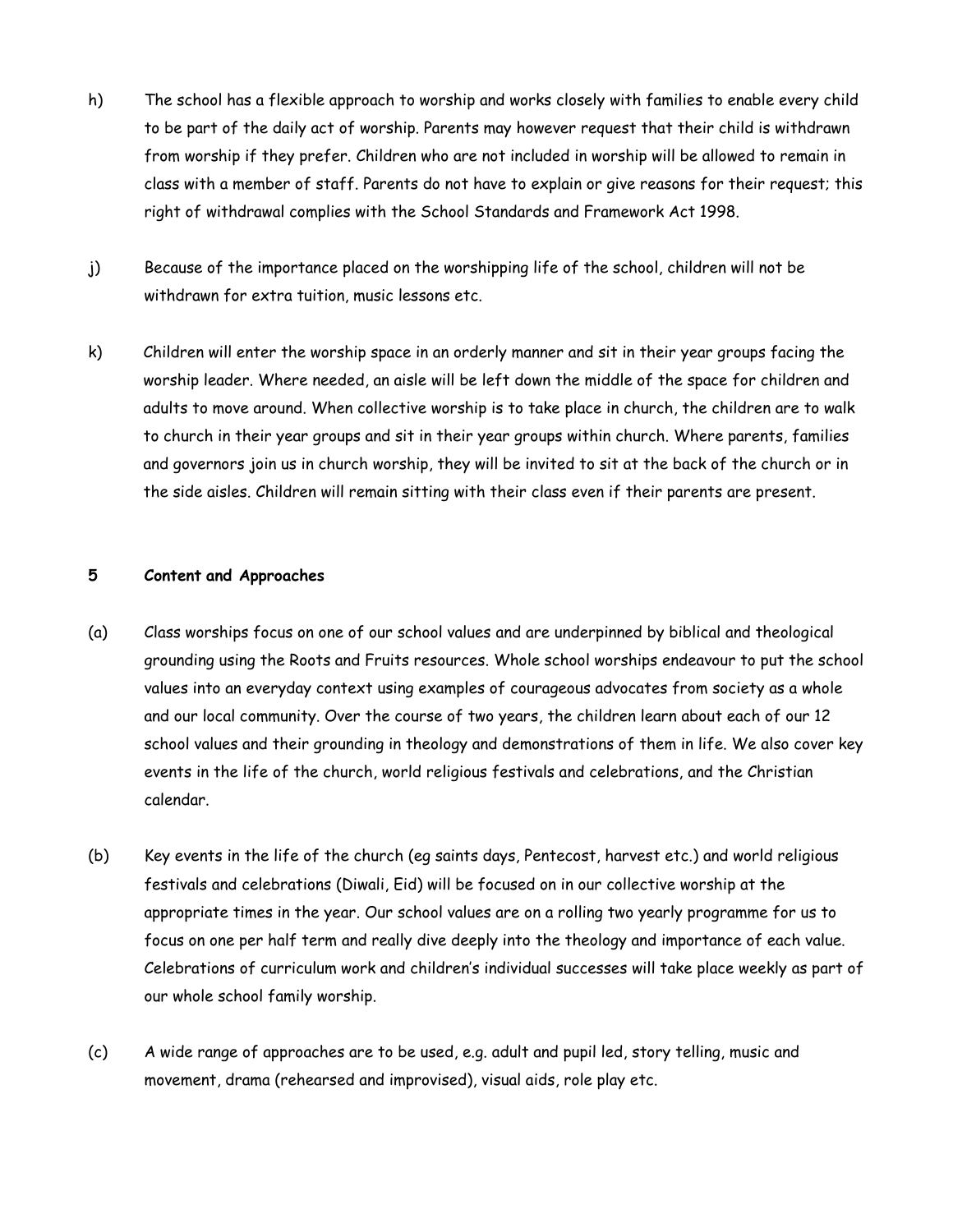h) The school has a flexible approach to worship and works closely with families to enable every child to be part of the daily act of worship. Parents may however request that their child is withdrawn from worship if they prefer. Children who are not included in worship will be allowed to remain in class with a member of staff. Parents do not have to explain or give reasons for their request; this right of withdrawal complies with the School Standards and Framework Act 1998.

j) Because of the importance placed on the worshipping life of the school, children will not be withdrawn for extra tuition, music lessons etc.

k) Children will enter the worship space in an orderly manner and sit in their year groups facing the worship leader. Where needed, an aisle will be left down the middle of the space for children and adults to move around. When collective worship is to take place in church, the children are to walk to church in their year groups and sit in their year groups within church. Where parents, families and governors join us in church worship, they will be invited to sit at the back of the church or in the side aisles. Children will remain sitting with their class even if their parents are present.

## 5 Content and Approaches

(a) Class worships focus on one of our school values and are underpinned by biblical and theological grounding using the Roots and Fruits resources. Whole school worships endeavour to put the school values into an everyday context using examples of courageous advocates from society as a whole and our local community. Over the course of two years, the children learn about each of our 12 school values and their grounding in theology and demonstrations of them in life. We also cover key events in the life of the church, world religious festivals and celebrations, and the Christian calendar.

(b) Key events in the life of the church (eg saints days, Pentecost, harvest etc.) and world religious festivals and celebrations (Diwali, Eid) will be focused on in our collective worship at the appropriate times in the year. Our school values are on a rolling two yearly programme for us to focus on one per half term and really dive deeply into the theology and importance of each value. Celebrations of curriculum work and children's individual successes will take place weekly as part of our whole school family worship.

(c) A wide range of approaches are to be used, e.g. adult and pupil led, story telling, music and movement, drama (rehearsed and improvised), visual aids, role play etc.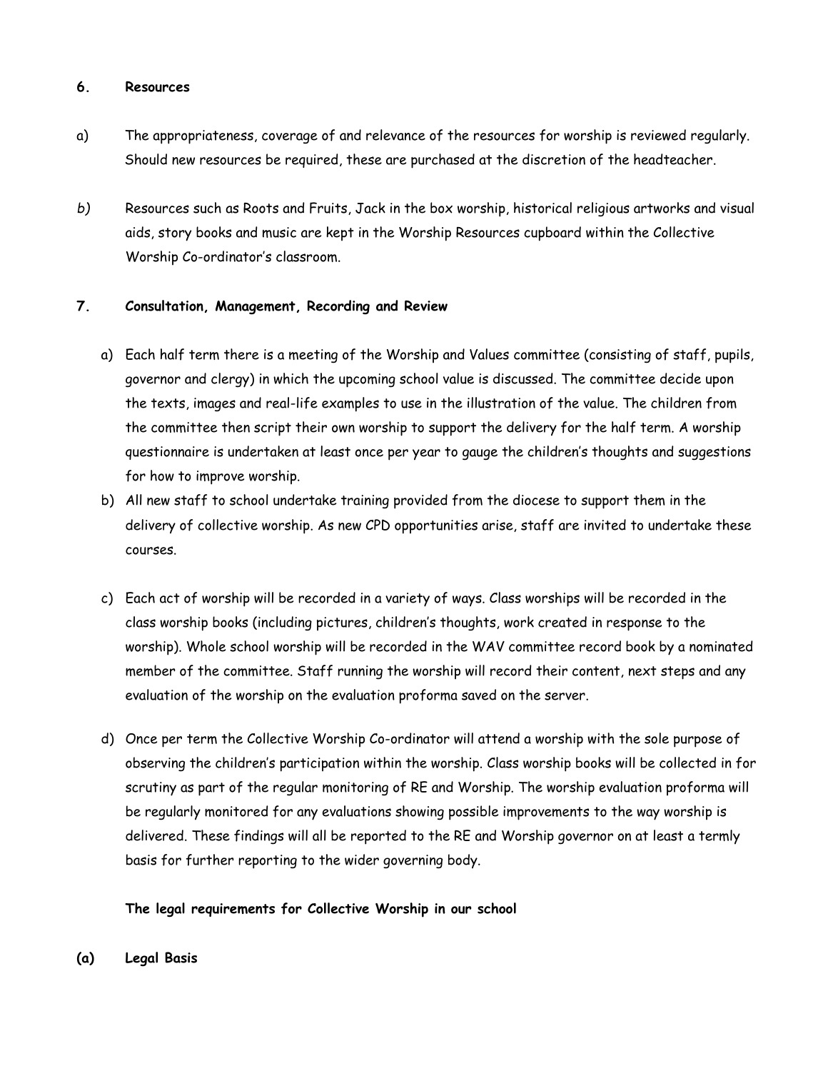## 6. Resources

a) The appropriateness, coverage of and relevance of the resources for worship is reviewed regularly. Should new resources be required, these are purchased at the discretion of the headteacher.

*b)* Resources such as Roots and Fruits, Jack in the box worship, historical religious artworks and visual aids, story books and music are kept in the Worship Resources cupboard within the Collective Worship Co-ordinator's classroom.

## 7. Consultation, Management, Recording and Review

a) Each half term there is a meeting of the Worship and Values committee (consisting of staff, pupils, governor and clergy) in which the upcoming school value is discussed. The committee decide upon the texts, images and real-life examples to use in the illustration of the value. The children from the committee then script their own worship to support the delivery for the half term. A worship questionnaire is undertaken at least once per year to gauge the children's thoughts and suggestions for how to improve worship.

b) All new staff to school undertake training provided from the diocese to support them in the delivery of collective worship. As new CPD opportunities arise, staff are invited to undertake these courses.

c) Each act of worship will be recorded in a variety of ways. Class worships will be recorded in the class worship books (including pictures, children's thoughts, work created in response to the worship). Whole school worship will be recorded in the WAV committee record book by a nominated member of the committee. Staff running the worship will record their content, next steps and any evaluation of the worship on the evaluation proforma saved on the server.

d) Once per term the Collective Worship Co-ordinator will attend a worship with the sole purpose of observing the children's participation within the worship. Class worship books will be collected in for scrutiny as part of the regular monitoring of RE and Worship. The worship evaluation proforma will be regularly monitored for any evaluations showing possible improvements to the way worship is delivered. These findings will all be reported to the RE and Worship governor on at least a termly basis for further reporting to the wider governing body.

**The legal requirements for Collective Worship in our school**

**(a) Legal Basis**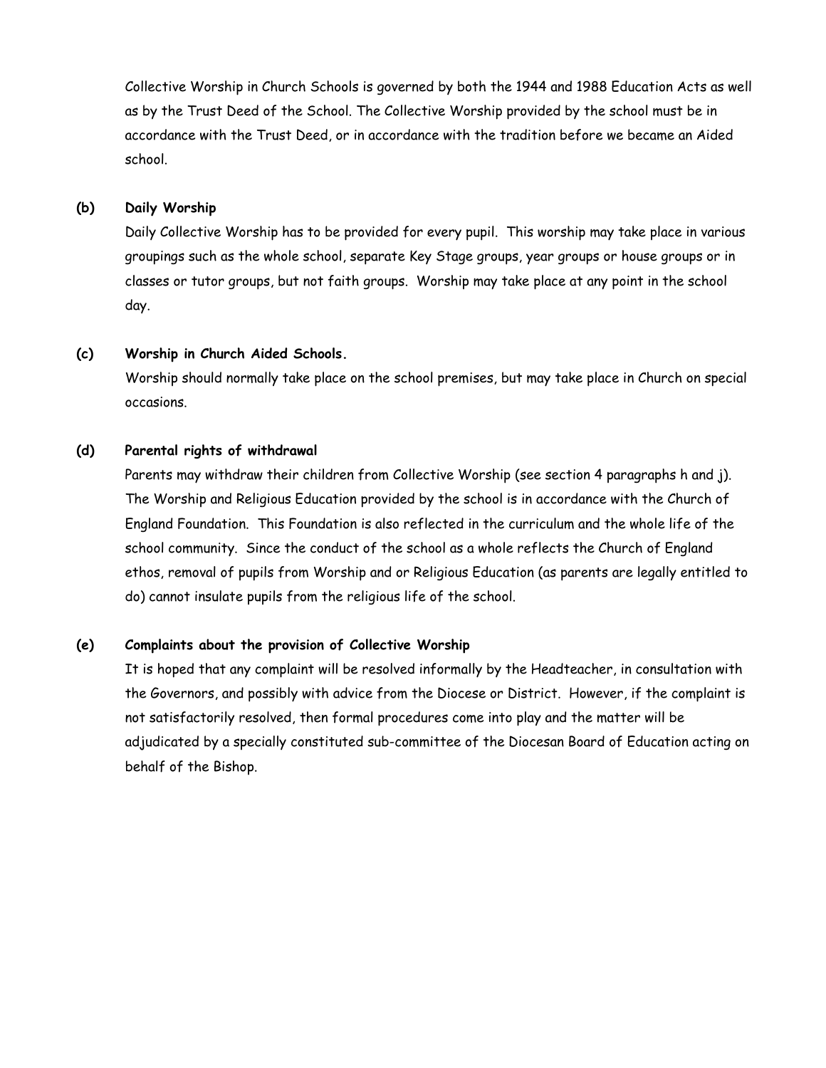Collective Worship in Church Schools is governed by both the 1944 and 1988 Education Acts as well as by the Trust Deed of the School. The Collective Worship provided by the school must be in accordance with the Trust Deed, or in accordance with the tradition before we became an Aided school.

**(b) Daily Worship**

Daily Collective Worship has to be provided for every pupil. This worship may take place in various groupings such as the whole school, separate Key Stage groups, year groups or house groups or in classes or tutor groups, but not faith groups. Worship may take place at any point in the school day.

**(c) Worship in Church Aided Schools.**

Worship should normally take place on the school premises, but may take place in Church on special occasions.

**(d) Parental rights of withdrawal**

Parents may withdraw their children from Collective Worship (see section 4 paragraphs h and j). The Worship and Religious Education provided by the school is in accordance with the Church of England Foundation. This Foundation is also reflected in the curriculum and the whole life of the school community. Since the conduct of the school as a whole reflects the Church of England ethos, removal of pupils from Worship and or Religious Education (as parents are legally entitled to do) cannot insulate pupils from the religious life of the school.

**(e) Complaints about the provision of Collective Worship**

It is hoped that any complaint will be resolved informally by the Headteacher, in consultation with the Governors, and possibly with advice from the Diocese or District. However, if the complaint is not satisfactorily resolved, then formal procedures come into play and the matter will be adjudicated by a specially constituted sub-committee of the Diocesan Board of Education acting on behalf of the Bishop.